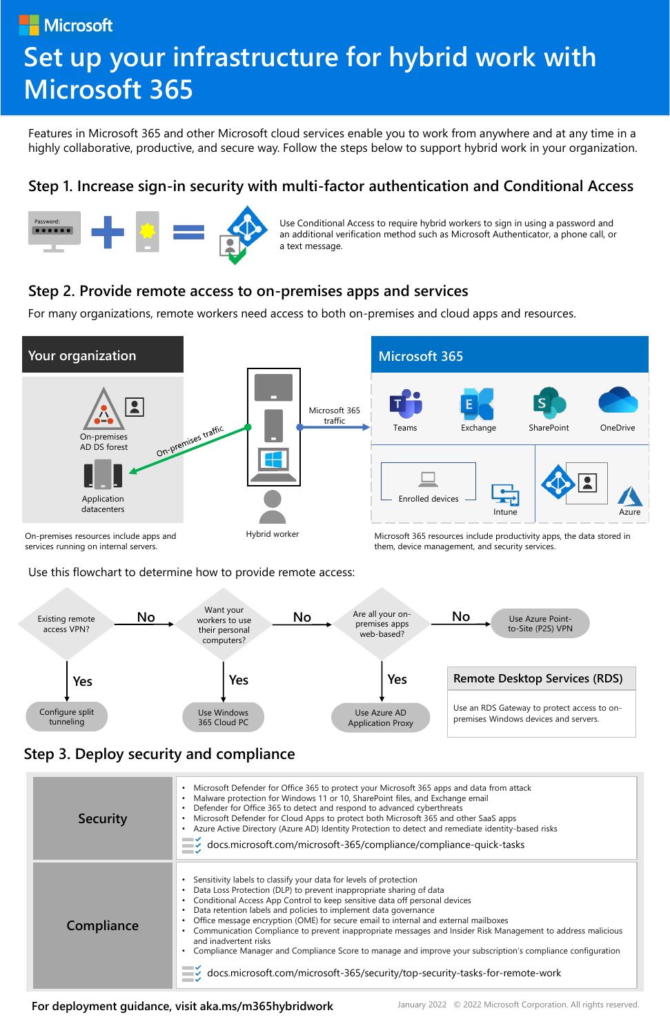# Set up your infrastructure for hybrid work with Microsoft 365

Features in Microsoft 365 and other Microsoft cloud services enable you to work from anywhere and at any time in a highly collaborative, productive, and secure way. Follow the steps below to support hybrid work in your organization.

## Step 1. Increase sign-in security with multi-factor authentication and Conditional Access

Password: •••••• + [verification] = [Conditional Access]

Use Conditional Access to require hybrid workers to sign in using a password and an additional verification method such as Microsoft Authenticator, a phone call, or a text message.

## Step 2. Provide remote access to on-premises apps and services

For many organizations, remote workers need access to both on-premises and cloud apps and resources.

**Your organization**

- On-premises AD DS forest
- Application datacenters

On-premises traffic ← Hybrid worker → Microsoft 365 traffic

**Microsoft 365**

- Teams
- Exchange
- SharePoint
- OneDrive
- Enrolled devices
- Intune
- Azure

On-premises resources include apps and services running on internal servers.

Hybrid worker

Microsoft 365 resources include productivity apps, the data stored in them, device management, and security services.

Use this flowchart to determine how to provide remote access:

- Existing remote access VPN?
  - Yes → Configure split tunneling
  - No → Want your workers to use their personal computers?
    - Yes → Use Windows 365 Cloud PC
    - No → Are all your on-premises apps web-based?
      - Yes → Use Azure AD Application Proxy
      - No → Use Azure Point-to-Site (P2S) VPN

**Remote Desktop Services (RDS)**

Use an RDS Gateway to protect access to on-premises Windows devices and servers.

## Step 3. Deploy security and compliance

| | |
|---|---|
| **Security** | • Microsoft Defender for Office 365 to protect your Microsoft 365 apps and data from attack<br>• Malware protection for Windows 11 or 10, SharePoint files, and Exchange email<br>• Defender for Office 365 to detect and respond to advanced cyberthreats<br>• Microsoft Defender for Cloud Apps to protect both Microsoft 365 and other SaaS apps<br>• Azure Active Directory (Azure AD) Identity Protection to detect and remediate identity-based risks<br>docs.microsoft.com/microsoft-365/compliance/compliance-quick-tasks |
| **Compliance** | • Sensitivity labels to classify your data for levels of protection<br>• Data Loss Protection (DLP) to prevent inappropriate sharing of data<br>• Conditional Access App Control to keep sensitive data off personal devices<br>• Data retention labels and policies to implement data governance<br>• Office message encryption (OME) for secure email to internal and external mailboxes<br>• Communication Compliance to prevent inappropriate messages and Insider Risk Management to address malicious and inadvertent risks<br>• Compliance Manager and Compliance Score to manage and improve your subscription's compliance configuration<br>docs.microsoft.com/microsoft-365/security/top-security-tasks-for-remote-work |

**For deployment guidance, visit aka.ms/m365hybridwork**

January 2022 © 2022 Microsoft Corporation. All rights reserved.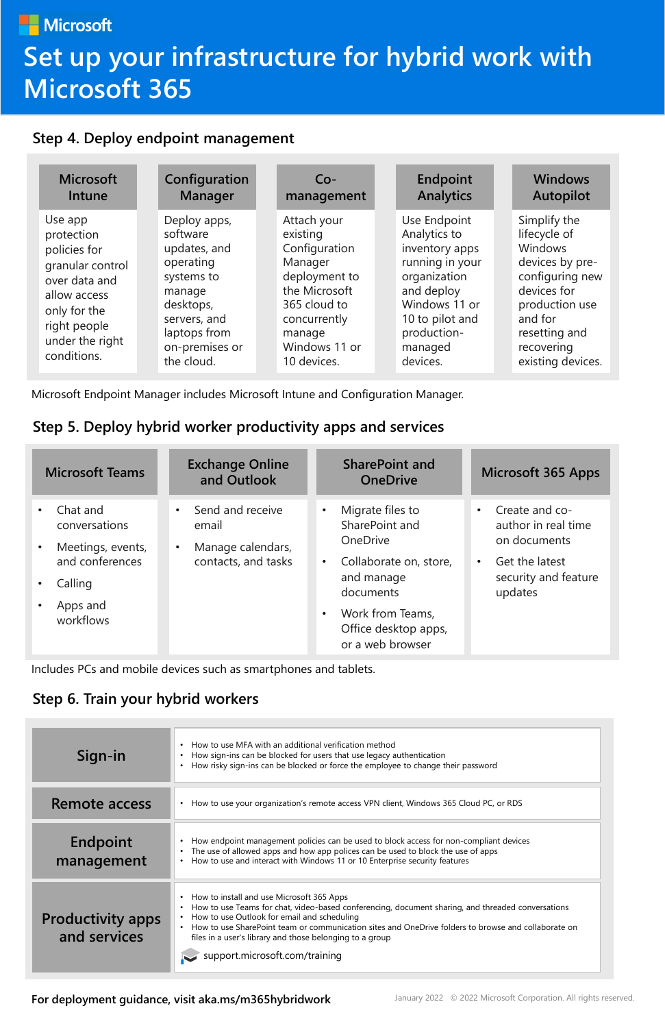# Set up your infrastructure for hybrid work with Microsoft 365

## Step 4. Deploy endpoint management

| Microsoft Intune | Configuration Manager | Co-management | Endpoint Analytics | Windows Autopilot |
|---|---|---|---|---|
| Use app protection policies for granular control over data and allow access only for the right people under the right conditions. | Deploy apps, software updates, and operating systems to manage desktops, servers, and laptops from on-premises or the cloud. | Attach your existing Configuration Manager deployment to the Microsoft 365 cloud to concurrently manage Windows 11 or 10 devices. | Use Endpoint Analytics to inventory apps running in your organization and deploy Windows 11 or 10 to pilot and production-managed devices. | Simplify the lifecycle of Windows devices by pre-configuring new devices for production use and for resetting and recovering existing devices. |

Microsoft Endpoint Manager includes Microsoft Intune and Configuration Manager.

## Step 5. Deploy hybrid worker productivity apps and services

| Microsoft Teams | Exchange Online and Outlook | SharePoint and OneDrive | Microsoft 365 Apps |
|---|---|---|---|
| • Chat and conversations<br>• Meetings, events, and conferences<br>• Calling<br>• Apps and workflows | • Send and receive email<br>• Manage calendars, contacts, and tasks | • Migrate files to SharePoint and OneDrive<br>• Collaborate on, store, and manage documents<br>• Work from Teams, Office desktop apps, or a web browser | • Create and co-author in real time on documents<br>• Get the latest security and feature updates |

Includes PCs and mobile devices such as smartphones and tablets.

## Step 6. Train your hybrid workers

| | |
|---|---|
| **Sign-in** | • How to use MFA with an additional verification method<br>• How sign-ins can be blocked for users that use legacy authentication<br>• How risky sign-ins can be blocked or force the employee to change their password |
| **Remote access** | • How to use your organization's remote access VPN client, Windows 365 Cloud PC, or RDS |
| **Endpoint management** | • How endpoint management policies can be used to block access for non-compliant devices<br>• The use of allowed apps and how app polices can be used to block the use of apps<br>• How to use and interact with Windows 11 or 10 Enterprise security features |
| **Productivity apps and services** | • How to install and use Microsoft 365 Apps<br>• How to use Teams for chat, video-based conferencing, document sharing, and threaded conversations<br>• How to use Outlook for email and scheduling<br>• How to use SharePoint team or communication sites and OneDrive folders to browse and collaborate on files in a user's library and those belonging to a group<br>support.microsoft.com/training |

**For deployment guidance, visit aka.ms/m365hybridwork**

January 2022 © 2022 Microsoft Corporation. All rights reserved.